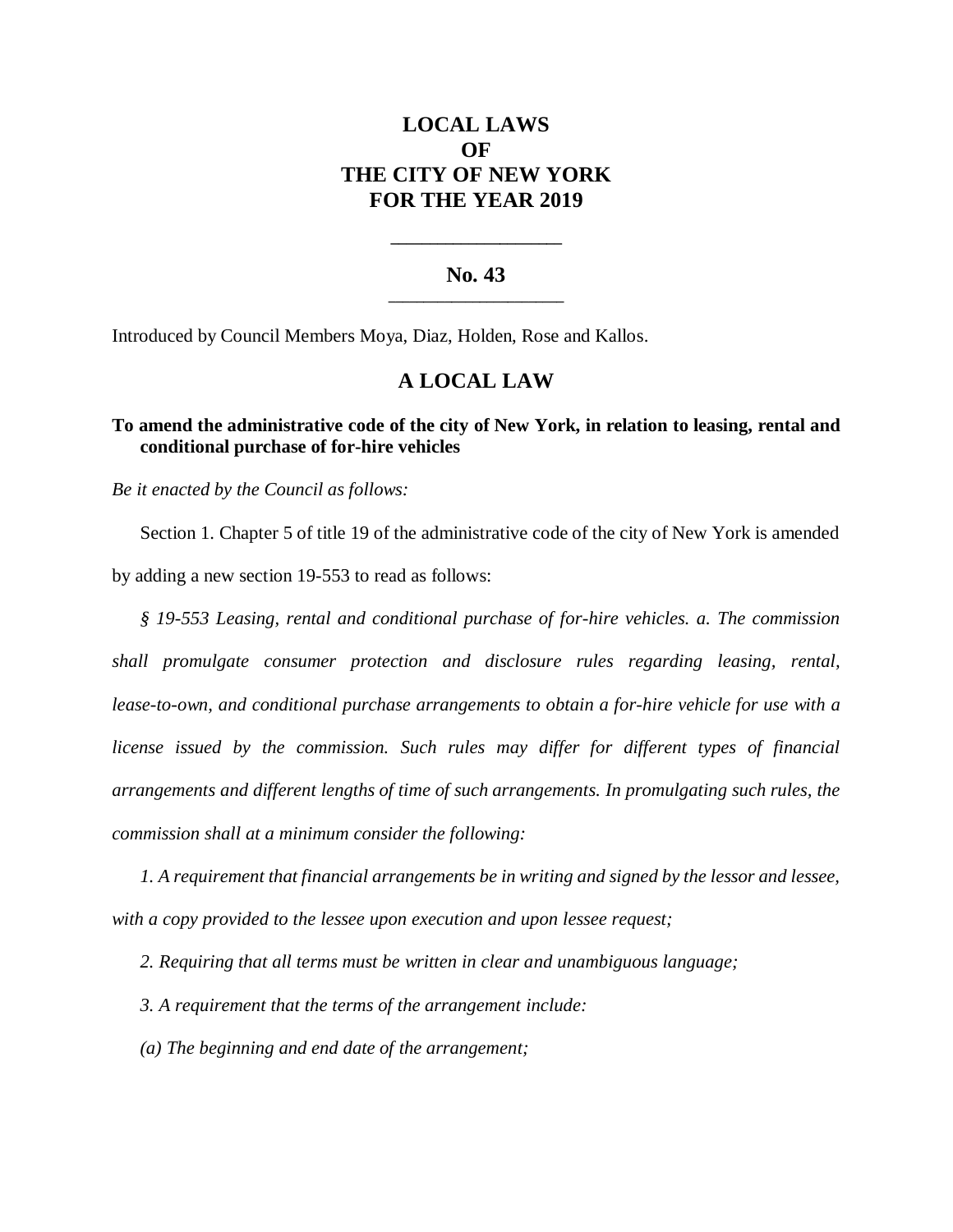# LOCAL LAWS
# OF
# THE CITY OF NEW YORK
# FOR THE YEAR 2019

---

## No. 43

---

Introduced by Council Members Moya, Diaz, Holden, Rose and Kallos.

## A LOCAL LAW

**To amend the administrative code of the city of New York, in relation to leasing, rental and conditional purchase of for-hire vehicles**

*Be it enacted by the Council as follows:*

Section 1. Chapter 5 of title 19 of the administrative code of the city of New York is amended by adding a new section 19-553 to read as follows:

*§ 19-553 Leasing, rental and conditional purchase of for-hire vehicles. a. The commission shall promulgate consumer protection and disclosure rules regarding leasing, rental, lease-to-own, and conditional purchase arrangements to obtain a for-hire vehicle for use with a license issued by the commission. Such rules may differ for different types of financial arrangements and different lengths of time of such arrangements. In promulgating such rules, the commission shall at a minimum consider the following:*

*1. A requirement that financial arrangements be in writing and signed by the lessor and lessee, with a copy provided to the lessee upon execution and upon lessee request;*

*2. Requiring that all terms must be written in clear and unambiguous language;*

*3. A requirement that the terms of the arrangement include:*

*(a) The beginning and end date of the arrangement;*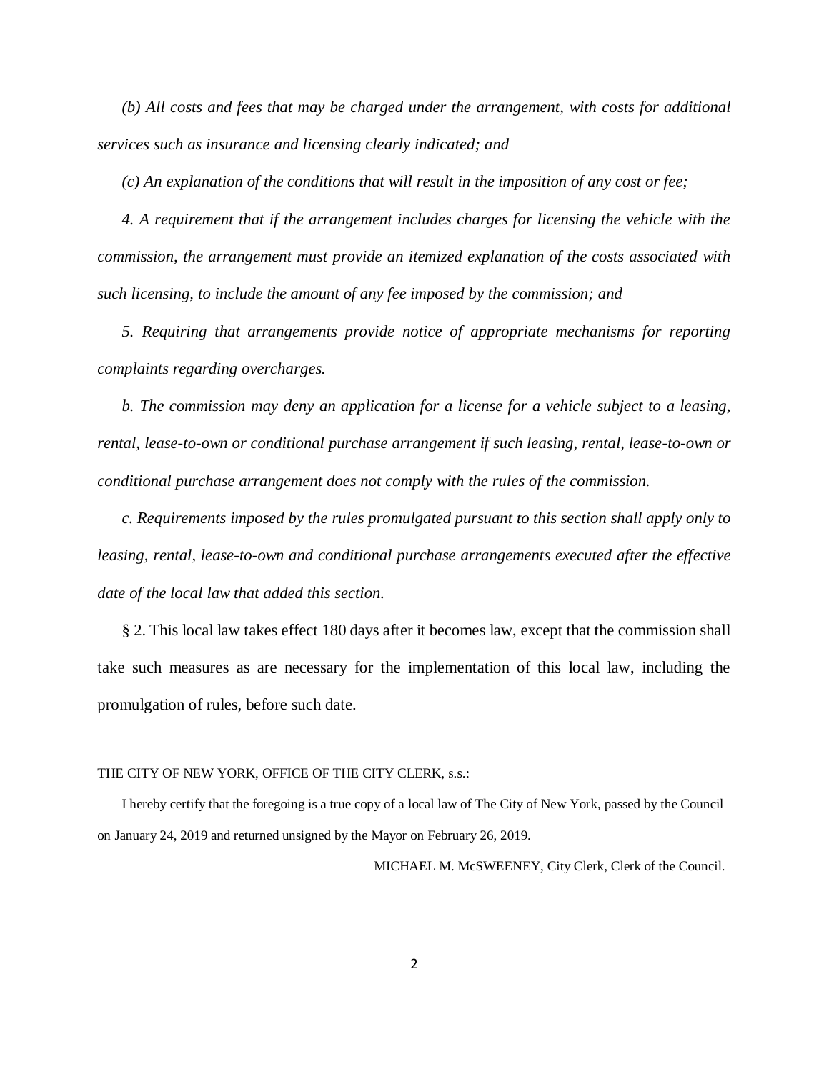*(b) All costs and fees that may be charged under the arrangement, with costs for additional services such as insurance and licensing clearly indicated; and*

*(c) An explanation of the conditions that will result in the imposition of any cost or fee;*

*4. A requirement that if the arrangement includes charges for licensing the vehicle with the commission, the arrangement must provide an itemized explanation of the costs associated with such licensing, to include the amount of any fee imposed by the commission; and*

*5. Requiring that arrangements provide notice of appropriate mechanisms for reporting complaints regarding overcharges.*

*b. The commission may deny an application for a license for a vehicle subject to a leasing, rental, lease-to-own or conditional purchase arrangement if such leasing, rental, lease-to-own or conditional purchase arrangement does not comply with the rules of the commission.*

*c. Requirements imposed by the rules promulgated pursuant to this section shall apply only to leasing, rental, lease-to-own and conditional purchase arrangements executed after the effective date of the local law that added this section.*

§ 2. This local law takes effect 180 days after it becomes law, except that the commission shall take such measures as are necessary for the implementation of this local law, including the promulgation of rules, before such date.

THE CITY OF NEW YORK, OFFICE OF THE CITY CLERK, s.s.:

I hereby certify that the foregoing is a true copy of a local law of The City of New York, passed by the Council on January 24, 2019 and returned unsigned by the Mayor on February 26, 2019.

MICHAEL M. McSWEENEY, City Clerk, Clerk of the Council.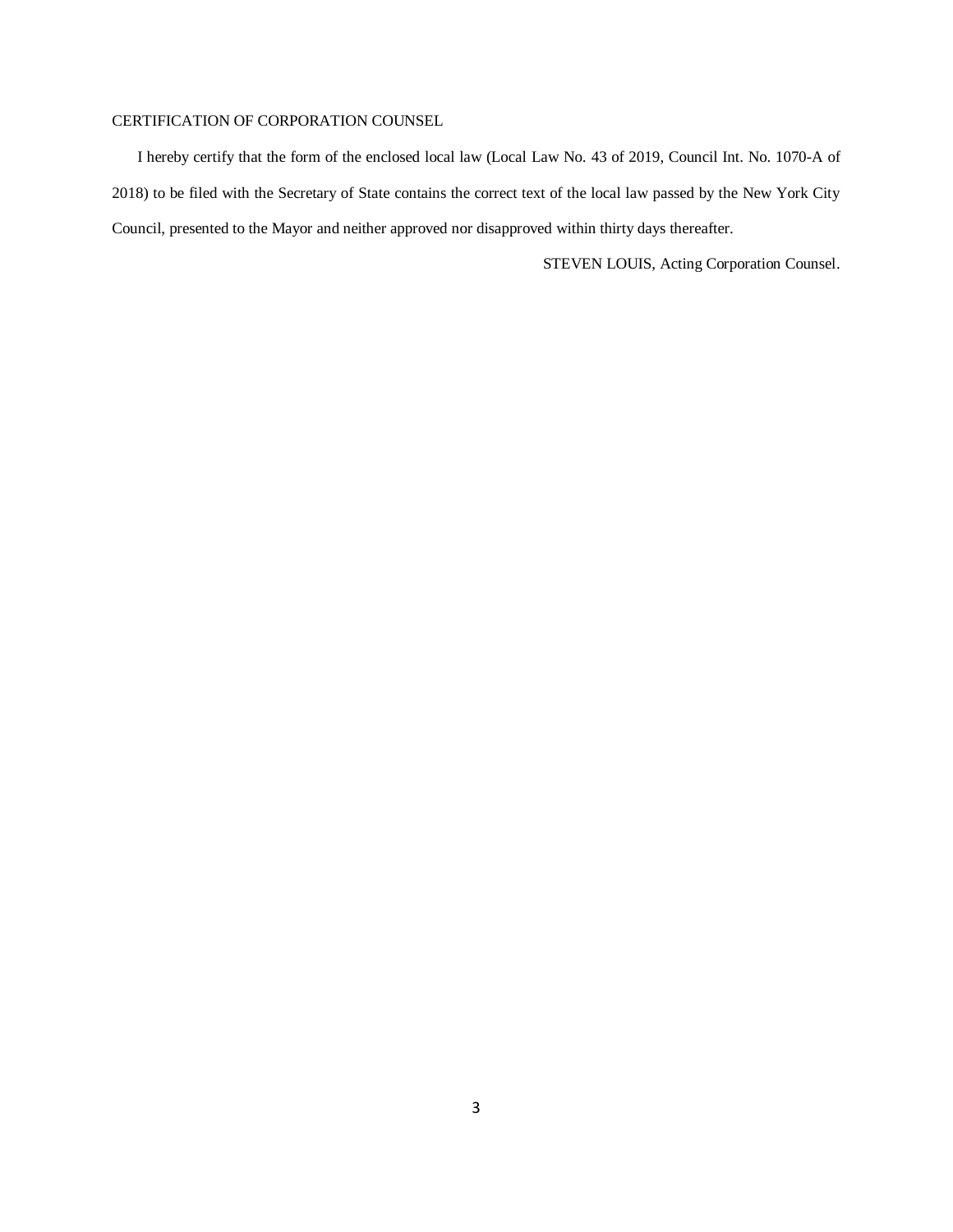CERTIFICATION OF CORPORATION COUNSEL

I hereby certify that the form of the enclosed local law (Local Law No. 43 of 2019, Council Int. No. 1070-A of 2018) to be filed with the Secretary of State contains the correct text of the local law passed by the New York City Council, presented to the Mayor and neither approved nor disapproved within thirty days thereafter.

STEVEN LOUIS, Acting Corporation Counsel.